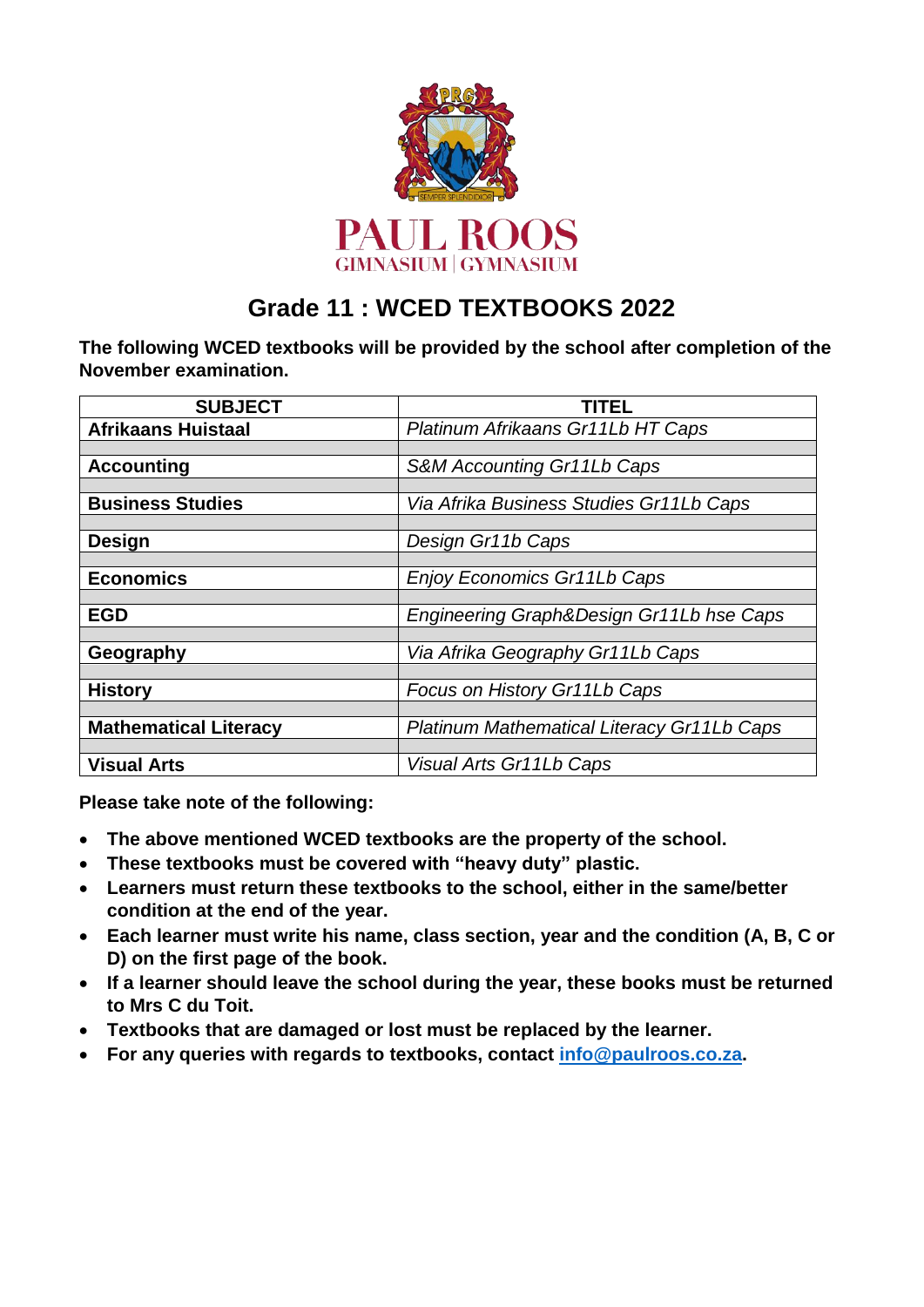PAUL ROOS
GIMNASIUM | GYMNASIUM

# Grade 11 : WCED TEXTBOOKS 2022

**The following WCED textbooks will be provided by the school after completion of the November examination.**

| SUBJECT | TITEL |
|---|---|
| **Afrikaans Huistaal** | *Platinum Afrikaans Gr11Lb HT Caps* |
| | |
| **Accounting** | *S&M Accounting Gr11Lb Caps* |
| | |
| **Business Studies** | *Via Afrika Business Studies Gr11Lb Caps* |
| | |
| **Design** | *Design Gr11b Caps* |
| | |
| **Economics** | *Enjoy Economics Gr11Lb Caps* |
| | |
| **EGD** | *Engineering Graph&Design Gr11Lb hse Caps* |
| | |
| **Geography** | *Via Afrika Geography Gr11Lb Caps* |
| | |
| **History** | *Focus on History Gr11Lb Caps* |
| | |
| **Mathematical Literacy** | *Platinum Mathematical Literacy Gr11Lb Caps* |
| | |
| **Visual Arts** | *Visual Arts Gr11Lb Caps* |

**Please take note of the following:**

- **The above mentioned WCED textbooks are the property of the school.**
- **These textbooks must be covered with "heavy duty" plastic.**
- **Learners must return these textbooks to the school, either in the same/better condition at the end of the year.**
- **Each learner must write his name, class section, year and the condition (A, B, C or D) on the first page of the book.**
- **If a learner should leave the school during the year, these books must be returned to Mrs C du Toit.**
- **Textbooks that are damaged or lost must be replaced by the learner.**
- **For any queries with regards to textbooks, contact info@paulroos.co.za.**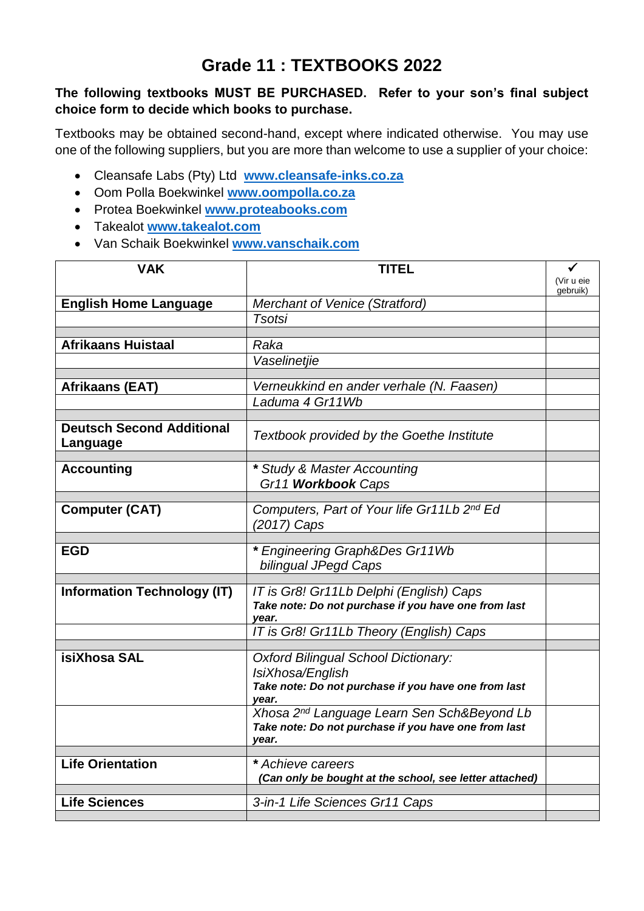# Grade 11 : TEXTBOOKS 2022

**The following textbooks MUST BE PURCHASED. Refer to your son's final subject choice form to decide which books to purchase.**

Textbooks may be obtained second-hand, except where indicated otherwise. You may use one of the following suppliers, but you are more than welcome to use a supplier of your choice:

- Cleansafe Labs (Pty) Ltd **www.cleansafe-inks.co.za**
- Oom Polla Boekwinkel **www.oompolla.co.za**
- Protea Boekwinkel **www.proteabooks.com**
- Takealot **www.takealot.com**
- Van Schaik Boekwinkel **www.vanschaik.com**

| VAK | TITEL | ✓ (Vir u eie gebruik) |
|---|---|---|
| **English Home Language** | *Merchant of Venice (Stratford)* | |
| | *Tsotsi* | |
| | | |
| **Afrikaans Huistaal** | *Raka* | |
| | *Vaselinetjie* | |
| | | |
| **Afrikaans (EAT)** | *Verneukkind en ander verhale (N. Faasen)* | |
| | *Laduma 4 Gr11Wb* | |
| | | |
| **Deutsch Second Additional Language** | *Textbook provided by the Goethe Institute* | |
| | | |
| **Accounting** | **\*** *Study & Master Accounting Gr11* ***Workbook*** *Caps* | |
| | | |
| **Computer (CAT)** | *Computers, Part of Your life Gr11Lb 2nd Ed (2017) Caps* | |
| | | |
| **EGD** | **\*** *Engineering Graph&Des Gr11Wb bilingual JPegd Caps* | |
| | | |
| **Information Technology (IT)** | *IT is Gr8! Gr11Lb Delphi (English) Caps* ***Take note: Do not purchase if you have one from last year.*** | |
| | *IT is Gr8! Gr11Lb Theory (English) Caps* | |
| | | |
| **isiXhosa SAL** | *Oxford Bilingual School Dictionary: IsiXhosa/English* ***Take note: Do not purchase if you have one from last year.*** | |
| | *Xhosa 2nd Language Learn Sen Sch&Beyond Lb* ***Take note: Do not purchase if you have one from last year.*** | |
| | | |
| **Life Orientation** | **\*** *Achieve careers* ***(Can only be bought at the school, see letter attached)*** | |
| | | |
| **Life Sciences** | *3-in-1 Life Sciences Gr11 Caps* | |
| | | |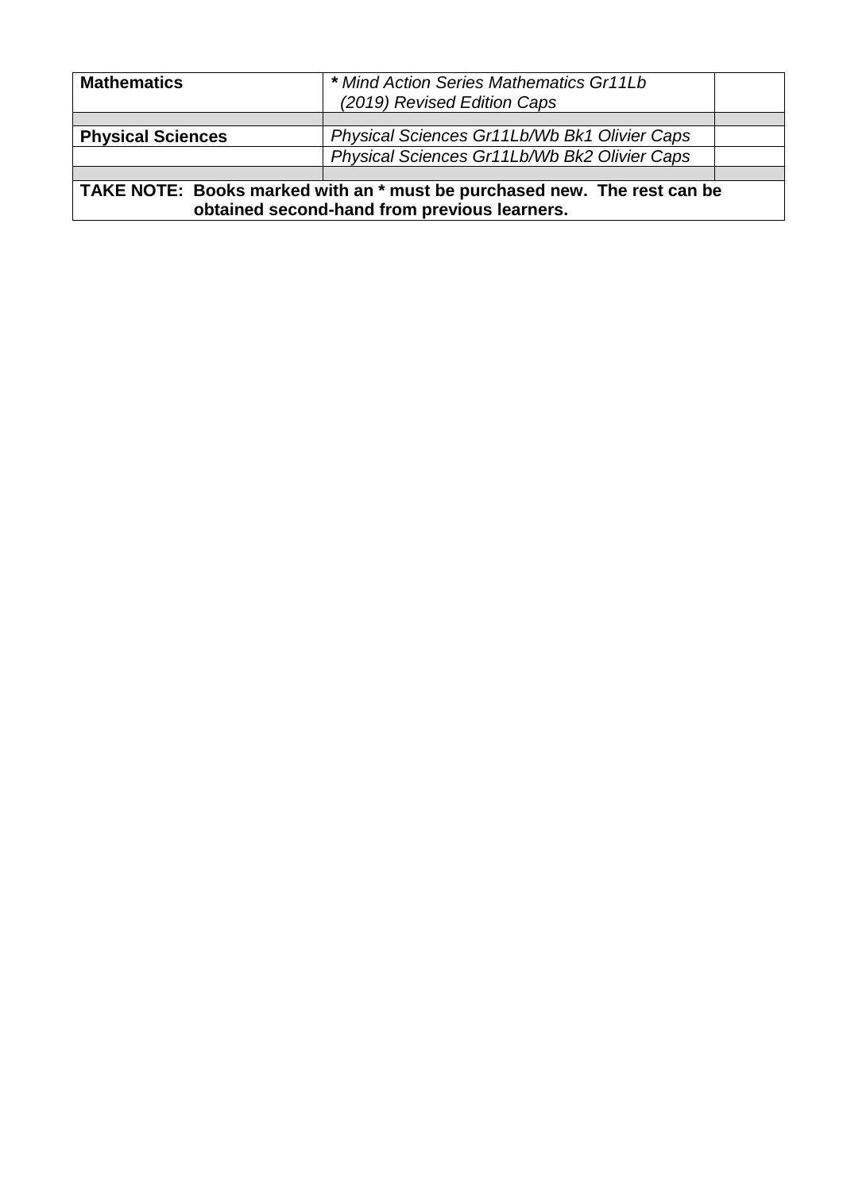| | | |
|---|---|---|
| **Mathematics** | **\*** *Mind Action Series Mathematics Gr11Lb (2019) Revised Edition Caps* | |
| | | |
| **Physical Sciences** | *Physical Sciences Gr11Lb/Wb Bk1 Olivier Caps* | |
| | *Physical Sciences Gr11Lb/Wb Bk2 Olivier Caps* | |
| | | |
| **TAKE NOTE: Books marked with an * must be purchased new. The rest can be obtained second-hand from previous learners.** | | |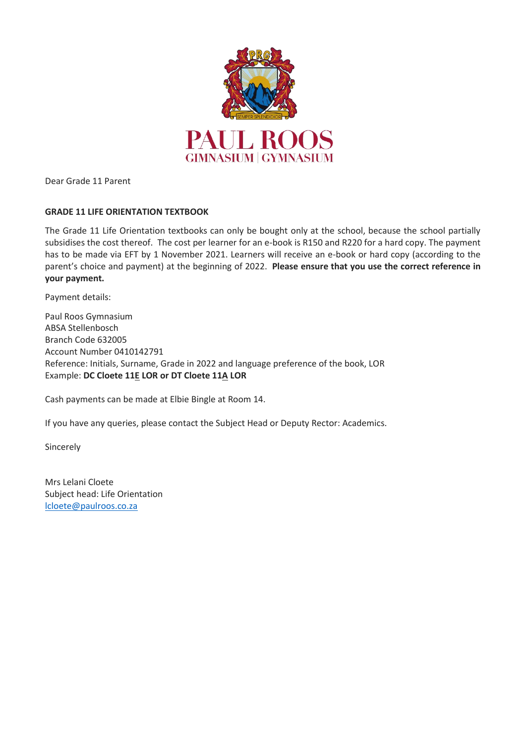PAUL ROOS
GIMNASIUM | GYMNASIUM

Dear Grade 11 Parent

**GRADE 11 LIFE ORIENTATION TEXTBOOK**

The Grade 11 Life Orientation textbooks can only be bought only at the school, because the school partially subsidises the cost thereof. The cost per learner for an e-book is R150 and R220 for a hard copy. The payment has to be made via EFT by 1 November 2021. Learners will receive an e-book or hard copy (according to the parent's choice and payment) at the beginning of 2022. **Please ensure that you use the correct reference in your payment.**

Payment details:

Paul Roos Gymnasium
ABSA Stellenbosch
Branch Code 632005
Account Number 0410142791
Reference: Initials, Surname, Grade in 2022 and language preference of the book, LOR
Example: **DC Cloete 11E LOR or DT Cloete 11A LOR**

Cash payments can be made at Elbie Bingle at Room 14.

If you have any queries, please contact the Subject Head or Deputy Rector: Academics.

Sincerely

Mrs Lelani Cloete
Subject head: Life Orientation
lcloete@paulroos.co.za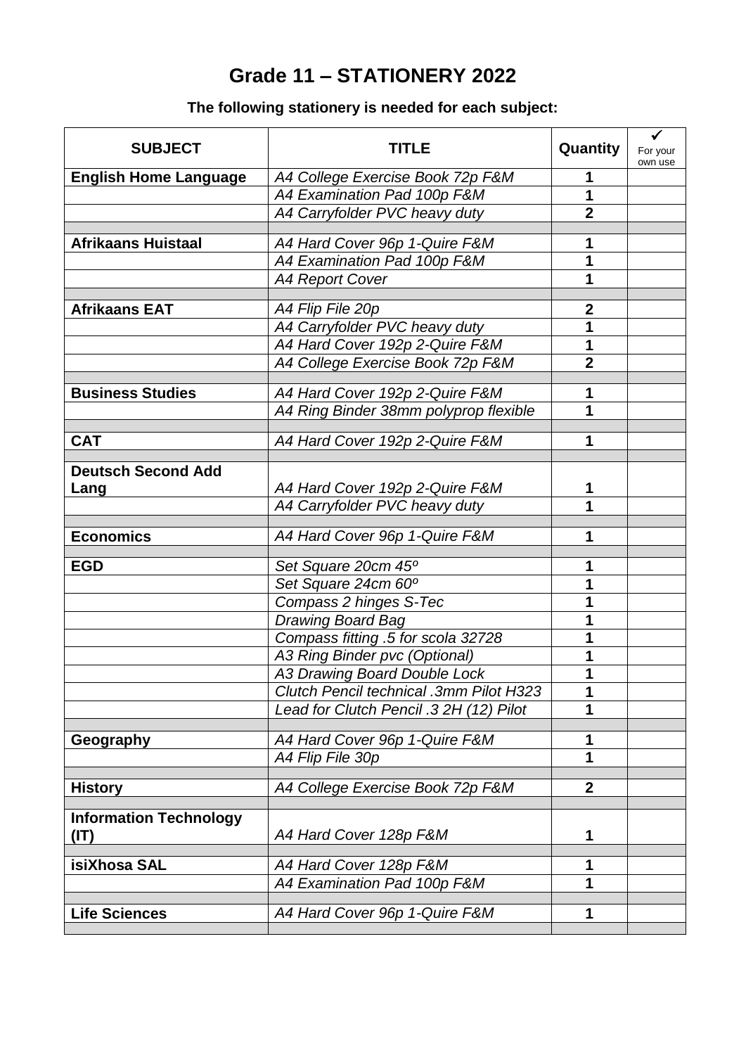# Grade 11 – STATIONERY 2022

**The following stationery is needed for each subject:**

| SUBJECT | TITLE | Quantity | ✓ For your own use |
|---|---|---|---|
| **English Home Language** | *A4 College Exercise Book 72p F&M* | **1** | |
| | *A4 Examination Pad 100p F&M* | **1** | |
| | *A4 Carryfolder PVC heavy duty* | **2** | |
| | | | |
| **Afrikaans Huistaal** | *A4 Hard Cover 96p 1-Quire F&M* | **1** | |
| | *A4 Examination Pad 100p F&M* | **1** | |
| | *A4 Report Cover* | **1** | |
| | | | |
| **Afrikaans EAT** | *A4 Flip File 20p* | **2** | |
| | *A4 Carryfolder PVC heavy duty* | **1** | |
| | *A4 Hard Cover 192p 2-Quire F&M* | **1** | |
| | *A4 College Exercise Book 72p F&M* | **2** | |
| | | | |
| **Business Studies** | *A4 Hard Cover 192p 2-Quire F&M* | **1** | |
| | *A4 Ring Binder 38mm polyprop flexible* | **1** | |
| | | | |
| **CAT** | *A4 Hard Cover 192p 2-Quire F&M* | **1** | |
| | | | |
| **Deutsch Second Add Lang** | *A4 Hard Cover 192p 2-Quire F&M* | **1** | |
| | *A4 Carryfolder PVC heavy duty* | **1** | |
| | | | |
| **Economics** | *A4 Hard Cover 96p 1-Quire F&M* | **1** | |
| | | | |
| **EGD** | *Set Square 20cm 45º* | **1** | |
| | *Set Square 24cm 60º* | **1** | |
| | *Compass 2 hinges S-Tec* | **1** | |
| | *Drawing Board Bag* | **1** | |
| | *Compass fitting .5 for scola 32728* | **1** | |
| | *A3 Ring Binder pvc (Optional)* | **1** | |
| | *A3 Drawing Board Double Lock* | **1** | |
| | *Clutch Pencil technical .3mm Pilot H323* | **1** | |
| | *Lead for Clutch Pencil .3 2H (12) Pilot* | **1** | |
| | | | |
| **Geography** | *A4 Hard Cover 96p 1-Quire F&M* | **1** | |
| | *A4 Flip File 30p* | **1** | |
| | | | |
| **History** | *A4 College Exercise Book 72p F&M* | **2** | |
| | | | |
| **Information Technology (IT)** | *A4 Hard Cover 128p F&M* | **1** | |
| | | | |
| **isiXhosa SAL** | *A4 Hard Cover 128p F&M* | **1** | |
| | *A4 Examination Pad 100p F&M* | **1** | |
| | | | |
| **Life Sciences** | *A4 Hard Cover 96p 1-Quire F&M* | **1** | |
| | | | |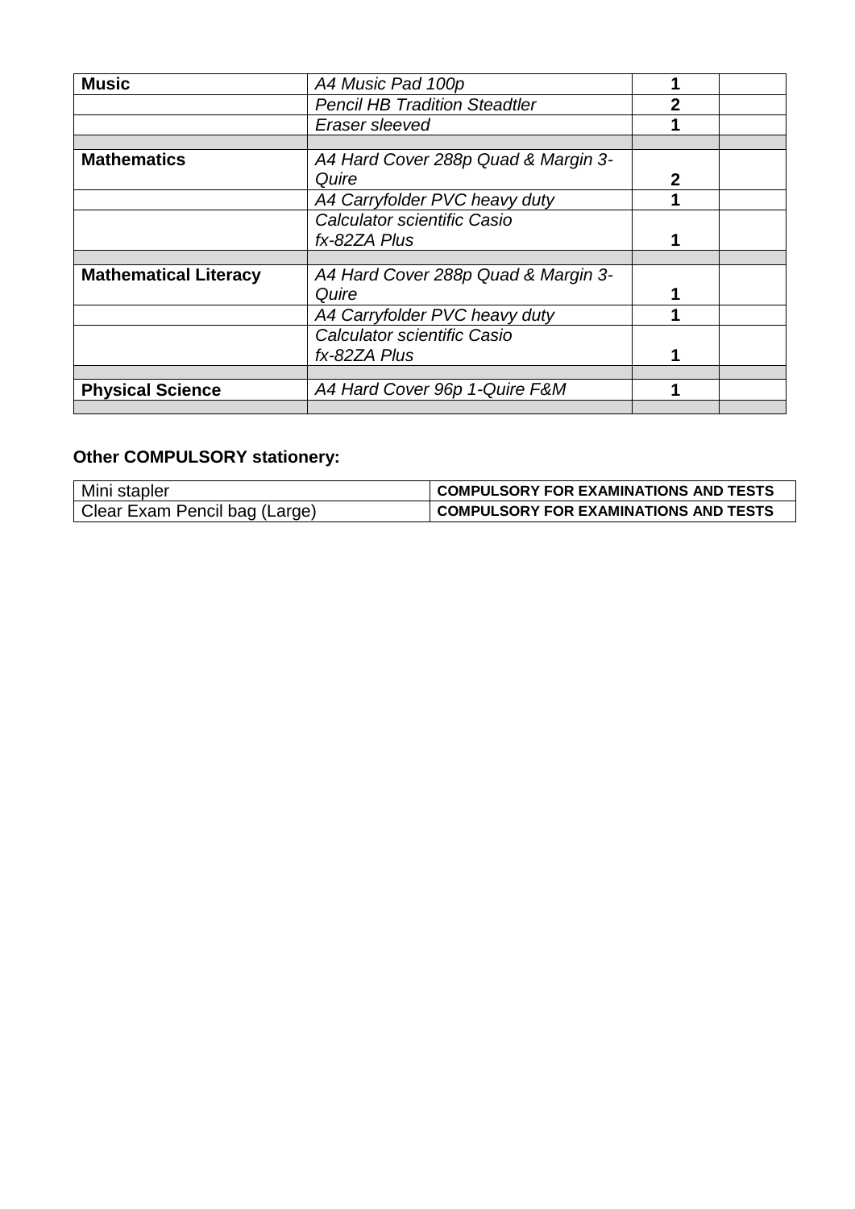| | | | |
|---|---|---|---|
| **Music** | *A4 Music Pad 100p* | **1** | |
| | *Pencil HB Tradition Steadtler* | **2** | |
| | *Eraser sleeved* | **1** | |
| | | | |
| **Mathematics** | *A4 Hard Cover 288p Quad & Margin 3-Quire* | **2** | |
| | *A4 Carryfolder PVC heavy duty* | **1** | |
| | *Calculator scientific Casio fx-82ZA Plus* | **1** | |
| | | | |
| **Mathematical Literacy** | *A4 Hard Cover 288p Quad & Margin 3-Quire* | **1** | |
| | *A4 Carryfolder PVC heavy duty* | **1** | |
| | *Calculator scientific Casio fx-82ZA Plus* | **1** | |
| | | | |
| **Physical Science** | *A4 Hard Cover 96p 1-Quire F&M* | **1** | |
| | | | |

**Other COMPULSORY stationery:**

| | |
|---|---|
| Mini stapler | **COMPULSORY FOR EXAMINATIONS AND TESTS** |
| Clear Exam Pencil bag (Large) | **COMPULSORY FOR EXAMINATIONS AND TESTS** |